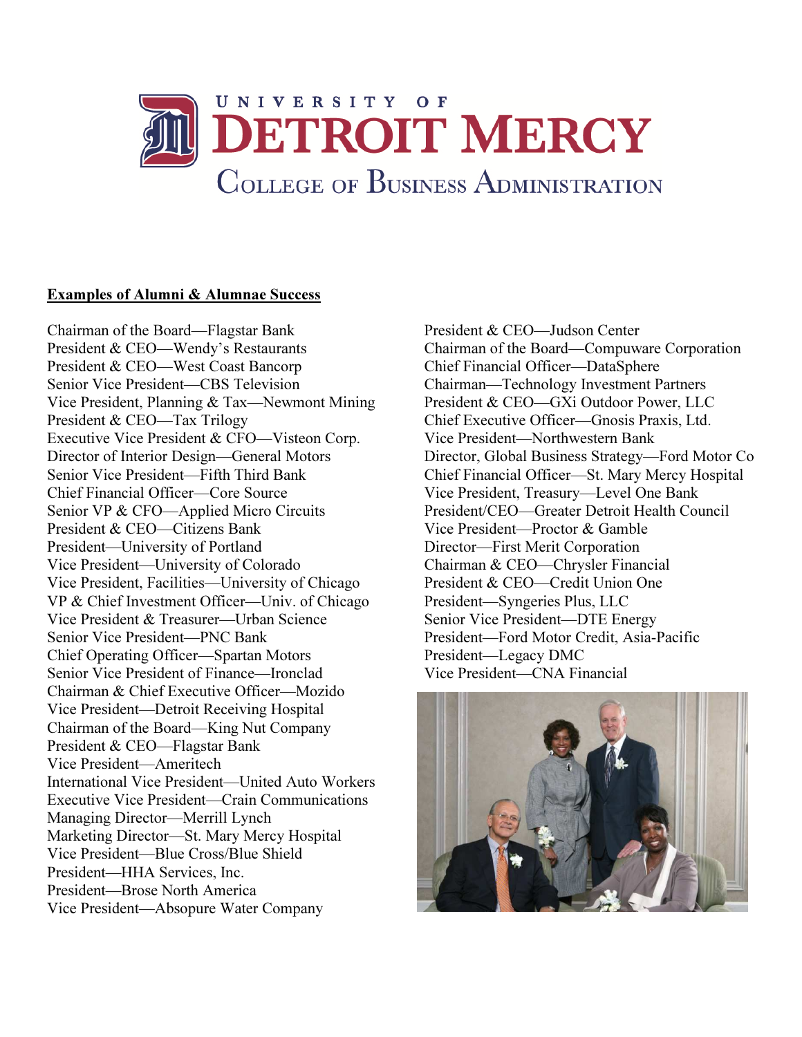# UNIVERSITY OF DETROIT MERCY

## COLLEGE OF BUSINESS ADMINISTRATION

**Examples of Alumni & Alumnae Success**

Chairman of the Board—Flagstar Bank
President & CEO—Wendy's Restaurants
President & CEO—West Coast Bancorp
Senior Vice President—CBS Television
Vice President, Planning & Tax—Newmont Mining
President & CEO—Tax Trilogy
Executive Vice President & CFO—Visteon Corp.
Director of Interior Design—General Motors
Senior Vice President—Fifth Third Bank
Chief Financial Officer—Core Source
Senior VP & CFO—Applied Micro Circuits
President & CEO—Citizens Bank
President—University of Portland
Vice President—University of Colorado
Vice President, Facilities—University of Chicago
VP & Chief Investment Officer—Univ. of Chicago
Vice President & Treasurer—Urban Science
Senior Vice President—PNC Bank
Chief Operating Officer—Spartan Motors
Senior Vice President of Finance—Ironclad
Chairman & Chief Executive Officer—Mozido
Vice President—Detroit Receiving Hospital
Chairman of the Board—King Nut Company
President & CEO—Flagstar Bank
Vice President—Ameritech
International Vice President—United Auto Workers
Executive Vice President—Crain Communications
Managing Director—Merrill Lynch
Marketing Director—St. Mary Mercy Hospital
Vice President—Blue Cross/Blue Shield
President—HHA Services, Inc.
President—Brose North America
Vice President—Absopure Water Company
President & CEO—Judson Center
Chairman of the Board—Compuware Corporation
Chief Financial Officer—DataSphere
Chairman—Technology Investment Partners
President & CEO—GXi Outdoor Power, LLC
Chief Executive Officer—Gnosis Praxis, Ltd.
Vice President—Northwestern Bank
Director, Global Business Strategy—Ford Motor Co
Chief Financial Officer—St. Mary Mercy Hospital
Vice President, Treasury—Level One Bank
President/CEO—Greater Detroit Health Council
Vice President—Proctor & Gamble
Director—First Merit Corporation
Chairman & CEO—Chrysler Financial
President & CEO—Credit Union One
President—Syngeries Plus, LLC
Senior Vice President—DTE Energy
President—Ford Motor Credit, Asia-Pacific
President—Legacy DMC
Vice President—CNA Financial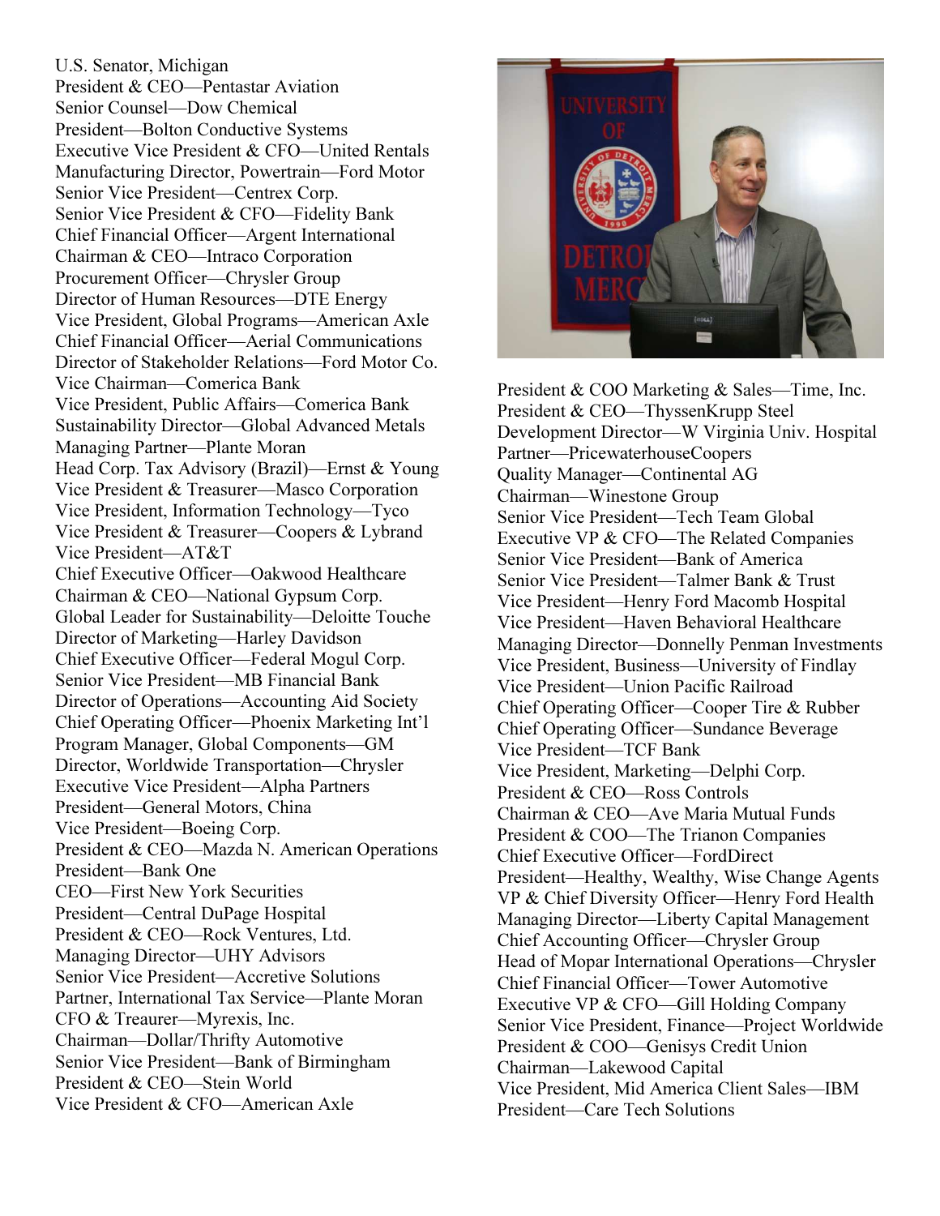U.S. Senator, Michigan
President & CEO—Pentastar Aviation
Senior Counsel—Dow Chemical
President—Bolton Conductive Systems
Executive Vice President & CFO—United Rentals
Manufacturing Director, Powertrain—Ford Motor
Senior Vice President—Centrex Corp.
Senior Vice President & CFO—Fidelity Bank
Chief Financial Officer—Argent International
Chairman & CEO—Intraco Corporation
Procurement Officer—Chrysler Group
Director of Human Resources—DTE Energy
Vice President, Global Programs—American Axle
Chief Financial Officer—Aerial Communications
Director of Stakeholder Relations—Ford Motor Co.
Vice Chairman—Comerica Bank
Vice President, Public Affairs—Comerica Bank
Sustainability Director—Global Advanced Metals
Managing Partner—Plante Moran
Head Corp. Tax Advisory (Brazil)—Ernst & Young
Vice President & Treasurer—Masco Corporation
Vice President, Information Technology—Tyco
Vice President & Treasurer—Coopers & Lybrand
Vice President—AT&T
Chief Executive Officer—Oakwood Healthcare
Chairman & CEO—National Gypsum Corp.
Global Leader for Sustainability—Deloitte Touche
Director of Marketing—Harley Davidson
Chief Executive Officer—Federal Mogul Corp.
Senior Vice President—MB Financial Bank
Director of Operations—Accounting Aid Society
Chief Operating Officer—Phoenix Marketing Int'l
Program Manager, Global Components—GM
Director, Worldwide Transportation—Chrysler
Executive Vice President—Alpha Partners
President—General Motors, China
Vice President—Boeing Corp.
President & CEO—Mazda N. American Operations
President—Bank One
CEO—First New York Securities
President—Central DuPage Hospital
President & CEO—Rock Ventures, Ltd.
Managing Director—UHY Advisors
Senior Vice President—Accretive Solutions
Partner, International Tax Service—Plante Moran
CFO & Treaurer—Myrexis, Inc.
Chairman—Dollar/Thrifty Automotive
Senior Vice President—Bank of Birmingham
President & CEO—Stein World
Vice President & CFO—American Axle
President & COO Marketing & Sales—Time, Inc.
President & CEO—ThyssenKrupp Steel
Development Director—W Virginia Univ. Hospital
Partner—PricewaterhouseCoopers
Quality Manager—Continental AG
Chairman—Winestone Group
Senior Vice President—Tech Team Global
Executive VP & CFO—The Related Companies
Senior Vice President—Bank of America
Senior Vice President—Talmer Bank & Trust
Vice President—Henry Ford Macomb Hospital
Vice President—Haven Behavioral Healthcare
Managing Director—Donnelly Penman Investments
Vice President, Business—University of Findlay
Vice President—Union Pacific Railroad
Chief Operating Officer—Cooper Tire & Rubber
Chief Operating Officer—Sundance Beverage
Vice President—TCF Bank
Vice President, Marketing—Delphi Corp.
President & CEO—Ross Controls
Chairman & CEO—Ave Maria Mutual Funds
President & COO—The Trianon Companies
Chief Executive Officer—FordDirect
President—Healthy, Wealthy, Wise Change Agents
VP & Chief Diversity Officer—Henry Ford Health
Managing Director—Liberty Capital Management
Chief Accounting Officer—Chrysler Group
Head of Mopar International Operations—Chrysler
Chief Financial Officer—Tower Automotive
Executive VP & CFO—Gill Holding Company
Senior Vice President, Finance—Project Worldwide
President & COO—Genisys Credit Union
Chairman—Lakewood Capital
Vice President, Mid America Client Sales—IBM
President—Care Tech Solutions